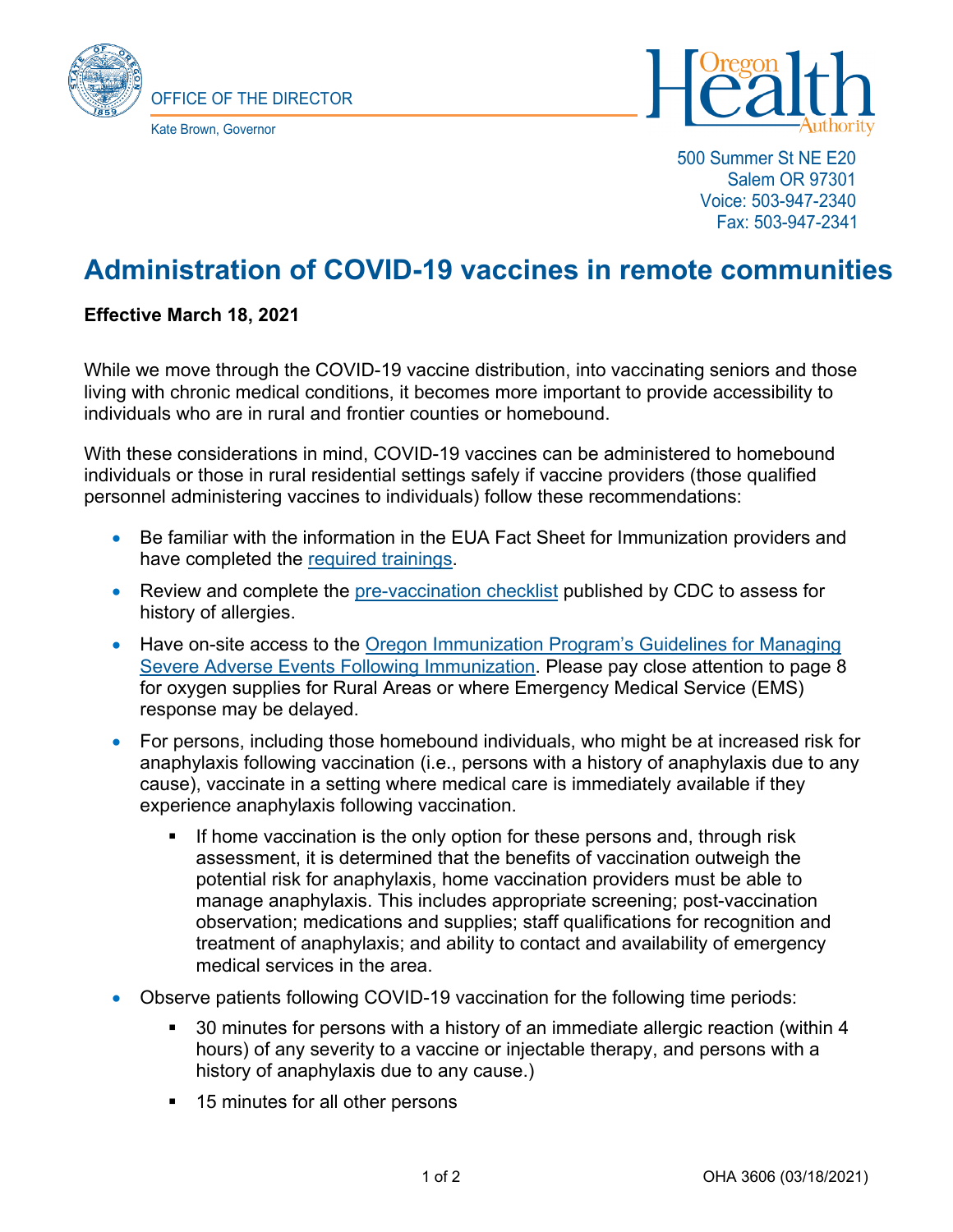OFFICE OF THE DIRECTOR

Kate Brown, Governor

Oregon Health Authority

500 Summer St NE E20
Salem OR 97301
Voice: 503-947-2340
Fax: 503-947-2341

# Administration of COVID-19 vaccines in remote communities

**Effective March 18, 2021**

While we move through the COVID-19 vaccine distribution, into vaccinating seniors and those living with chronic medical conditions, it becomes more important to provide accessibility to individuals who are in rural and frontier counties or homebound.

With these considerations in mind, COVID-19 vaccines can be administered to homebound individuals or those in rural residential settings safely if vaccine providers (those qualified personnel administering vaccines to individuals) follow these recommendations:

- Be familiar with the information in the EUA Fact Sheet for Immunization providers and have completed the required trainings.
- Review and complete the pre-vaccination checklist published by CDC to assess for history of allergies.
- Have on-site access to the Oregon Immunization Program's Guidelines for Managing Severe Adverse Events Following Immunization. Please pay close attention to page 8 for oxygen supplies for Rural Areas or where Emergency Medical Service (EMS) response may be delayed.
- For persons, including those homebound individuals, who might be at increased risk for anaphylaxis following vaccination (i.e., persons with a history of anaphylaxis due to any cause), vaccinate in a setting where medical care is immediately available if they experience anaphylaxis following vaccination.
  - If home vaccination is the only option for these persons and, through risk assessment, it is determined that the benefits of vaccination outweigh the potential risk for anaphylaxis, home vaccination providers must be able to manage anaphylaxis. This includes appropriate screening; post-vaccination observation; medications and supplies; staff qualifications for recognition and treatment of anaphylaxis; and ability to contact and availability of emergency medical services in the area.
- Observe patients following COVID-19 vaccination for the following time periods:
  - 30 minutes for persons with a history of an immediate allergic reaction (within 4 hours) of any severity to a vaccine or injectable therapy, and persons with a history of anaphylaxis due to any cause.)
  - 15 minutes for all other persons

OHA 3606 (03/18/2021)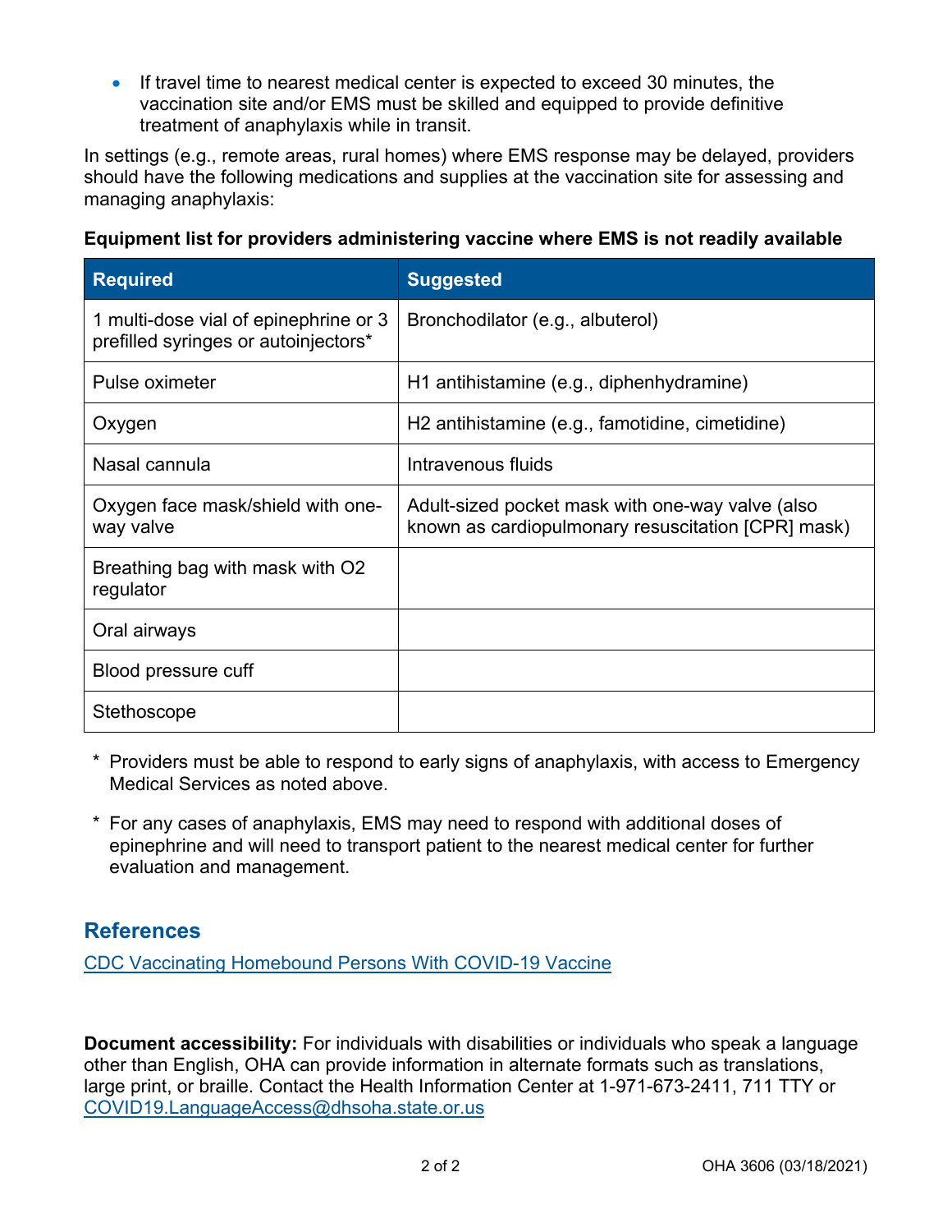- If travel time to nearest medical center is expected to exceed 30 minutes, the vaccination site and/or EMS must be skilled and equipped to provide definitive treatment of anaphylaxis while in transit.

In settings (e.g., remote areas, rural homes) where EMS response may be delayed, providers should have the following medications and supplies at the vaccination site for assessing and managing anaphylaxis:

**Equipment list for providers administering vaccine where EMS is not readily available**

| Required | Suggested |
|---|---|
| 1 multi-dose vial of epinephrine or 3 prefilled syringes or autoinjectors* | Bronchodilator (e.g., albuterol) |
| Pulse oximeter | H1 antihistamine (e.g., diphenhydramine) |
| Oxygen | H2 antihistamine (e.g., famotidine, cimetidine) |
| Nasal cannula | Intravenous fluids |
| Oxygen face mask/shield with one-way valve | Adult-sized pocket mask with one-way valve (also known as cardiopulmonary resuscitation [CPR] mask) |
| Breathing bag with mask with O2 regulator | |
| Oral airways | |
| Blood pressure cuff | |
| Stethoscope | |

\* Providers must be able to respond to early signs of anaphylaxis, with access to Emergency Medical Services as noted above.

\* For any cases of anaphylaxis, EMS may need to respond with additional doses of epinephrine and will need to transport patient to the nearest medical center for further evaluation and management.

## References

[CDC Vaccinating Homebound Persons With COVID-19 Vaccine]

**Document accessibility:** For individuals with disabilities or individuals who speak a language other than English, OHA can provide information in alternate formats such as translations, large print, or braille. Contact the Health Information Center at 1-971-673-2411, 711 TTY or COVID19.LanguageAccess@dhsoha.state.or.us

OHA 3606 (03/18/2021)